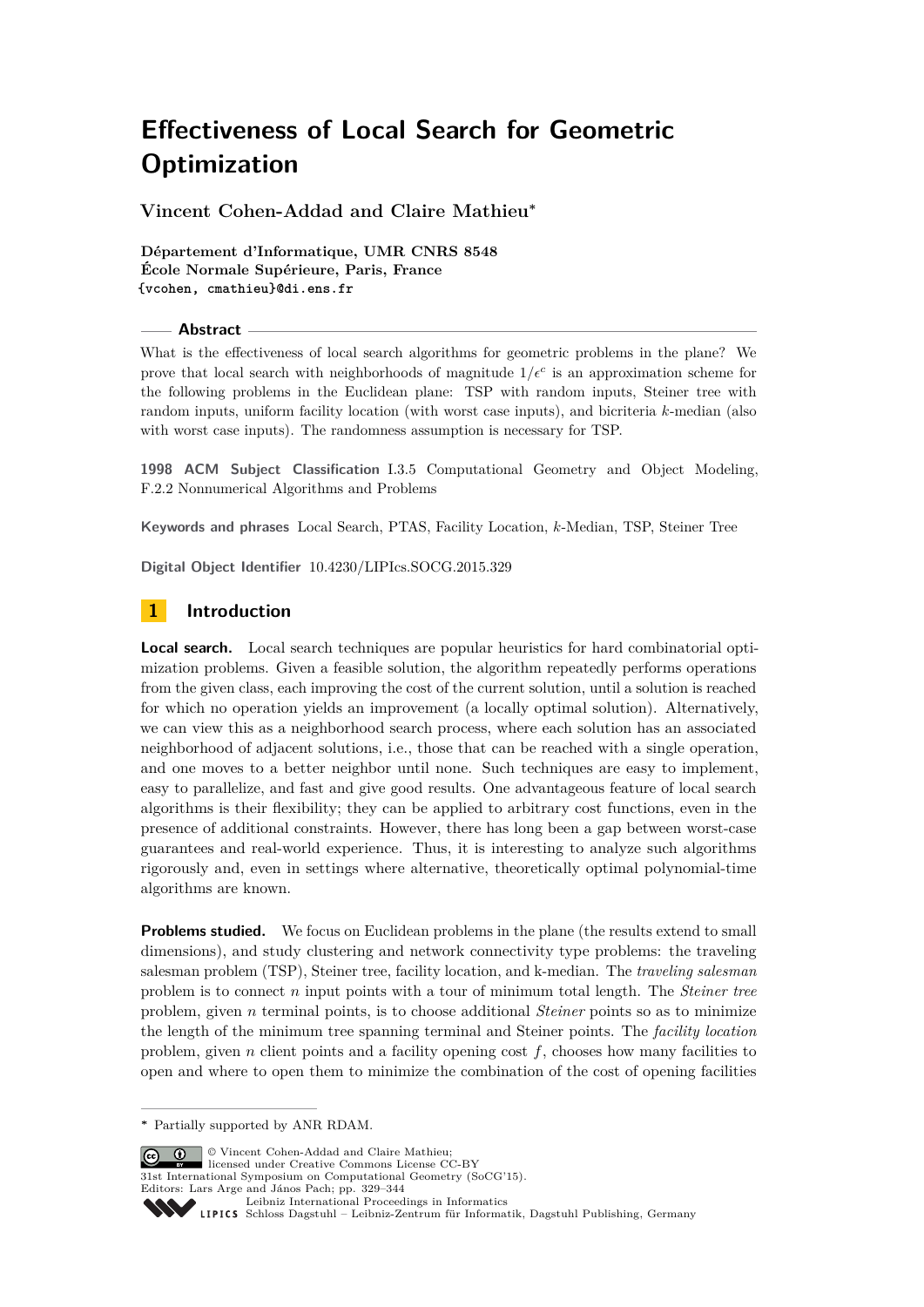# Effectiveness of Local Search for Geometric Optimization

**Vincent Cohen-Addad and Claire Mathieu***

**Département d'Informatique, UMR CNRS 8548**
**École Normale Supérieure, Paris, France**
**{vcohen, cmathieu}@di.ens.fr**

## Abstract

What is the effectiveness of local search algorithms for geometric problems in the plane? We prove that local search with neighborhoods of magnitude $1/\epsilon^c$ is an approximation scheme for the following problems in the Euclidean plane: TSP with random inputs, Steiner tree with random inputs, uniform facility location (with worst case inputs), and bicriteria $k$-median (also with worst case inputs). The randomness assumption is necessary for TSP.

**1998 ACM Subject Classification** I.3.5 Computational Geometry and Object Modeling, F.2.2 Nonnumerical Algorithms and Problems

**Keywords and phrases** Local Search, PTAS, Facility Location, $k$-Median, TSP, Steiner Tree

**Digital Object Identifier** 10.4230/LIPIcs.SOCG.2015.329

## 1 Introduction

**Local search.** Local search techniques are popular heuristics for hard combinatorial optimization problems. Given a feasible solution, the algorithm repeatedly performs operations from the given class, each improving the cost of the current solution, until a solution is reached for which no operation yields an improvement (a locally optimal solution). Alternatively, we can view this as a neighborhood search process, where each solution has an associated neighborhood of adjacent solutions, i.e., those that can be reached with a single operation, and one moves to a better neighbor until none. Such techniques are easy to implement, easy to parallelize, and fast and give good results. One advantageous feature of local search algorithms is their flexibility; they can be applied to arbitrary cost functions, even in the presence of additional constraints. However, there has long been a gap between worst-case guarantees and real-world experience. Thus, it is interesting to analyze such algorithms rigorously and, even in settings where alternative, theoretically optimal polynomial-time algorithms are known.

**Problems studied.** We focus on Euclidean problems in the plane (the results extend to small dimensions), and study clustering and network connectivity type problems: the traveling salesman problem (TSP), Steiner tree, facility location, and k-median. The *traveling salesman* problem is to connect $n$ input points with a tour of minimum total length. The *Steiner tree* problem, given $n$ terminal points, is to choose additional *Steiner* points so as to minimize the length of the minimum tree spanning terminal and Steiner points. The *facility location* problem, given $n$ client points and a facility opening cost $f$, chooses how many facilities to open and where to open them to minimize the combination of the cost of opening facilities

* Partially supported by ANR RDAM.

© Vincent Cohen-Addad and Claire Mathieu;
licensed under Creative Commons License CC-BY
31st International Symposium on Computational Geometry (SoCG'15).
Editors: Lars Arge and János Pach; pp. 329–344
Leibniz International Proceedings in Informatics
Schloss Dagstuhl – Leibniz-Zentrum für Informatik, Dagstuhl Publishing, Germany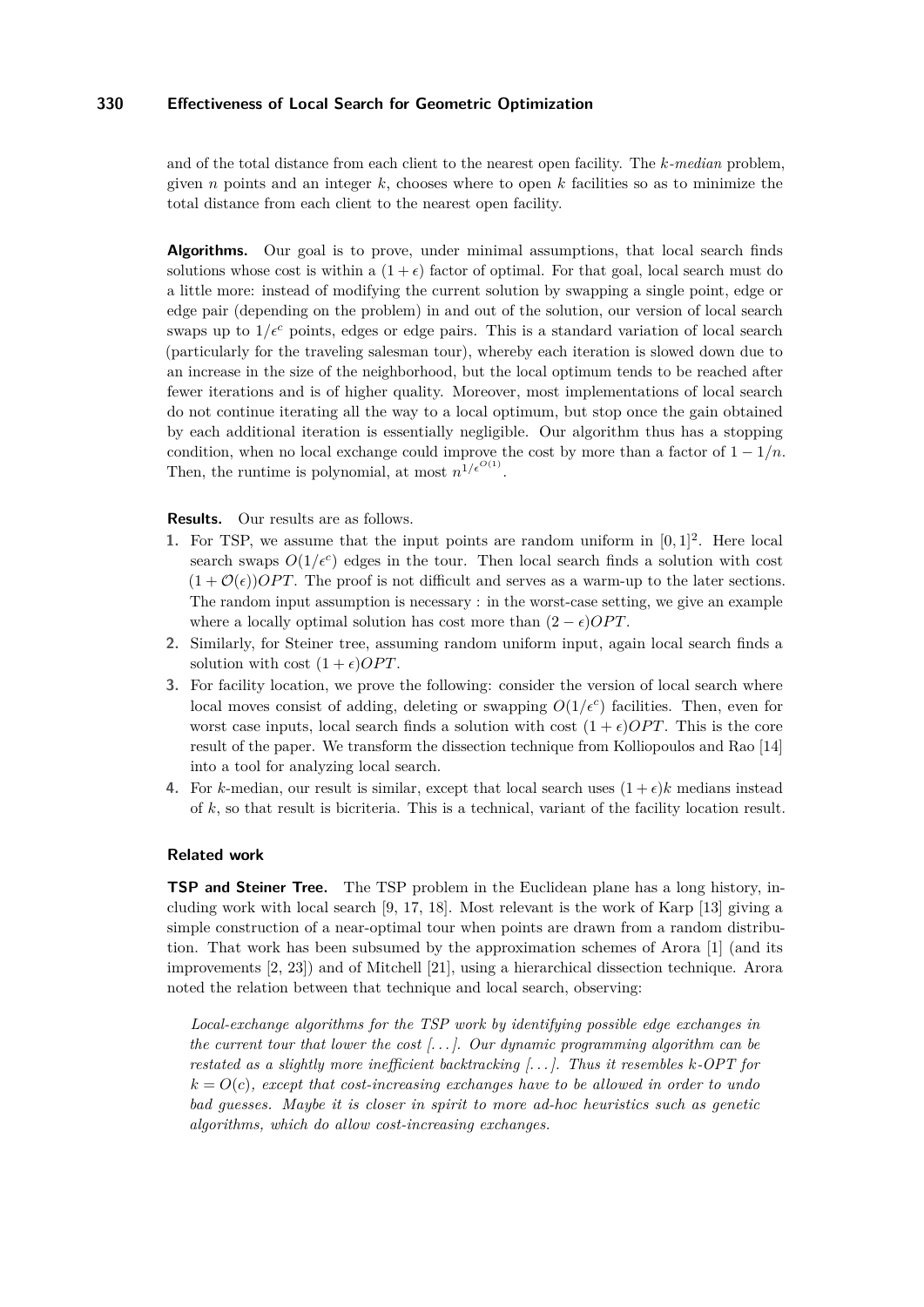and of the total distance from each client to the nearest open facility. The *k-median* problem, given $n$ points and an integer $k$, chooses where to open $k$ facilities so as to minimize the total distance from each client to the nearest open facility.

**Algorithms.** Our goal is to prove, under minimal assumptions, that local search finds solutions whose cost is within a $(1+\epsilon)$ factor of optimal. For that goal, local search must do a little more: instead of modifying the current solution by swapping a single point, edge or edge pair (depending on the problem) in and out of the solution, our version of local search swaps up to $1/\epsilon^c$ points, edges or edge pairs. This is a standard variation of local search (particularly for the traveling salesman tour), whereby each iteration is slowed down due to an increase in the size of the neighborhood, but the local optimum tends to be reached after fewer iterations and is of higher quality. Moreover, most implementations of local search do not continue iterating all the way to a local optimum, but stop once the gain obtained by each additional iteration is essentially negligible. Our algorithm thus has a stopping condition, when no local exchange could improve the cost by more than a factor of $1-1/n$. Then, the runtime is polynomial, at most $n^{1/\epsilon^{O(1)}}$.

**Results.** Our results are as follows.

1. For TSP, we assume that the input points are random uniform in $[0,1]^2$. Here local search swaps $O(1/\epsilon^c)$ edges in the tour. Then local search finds a solution with cost $(1+\mathcal{O}(\epsilon))OPT$. The proof is not difficult and serves as a warm-up to the later sections. The random input assumption is necessary : in the worst-case setting, we give an example where a locally optimal solution has cost more than $(2-\epsilon)OPT$.
2. Similarly, for Steiner tree, assuming random uniform input, again local search finds a solution with cost $(1+\epsilon)OPT$.
3. For facility location, we prove the following: consider the version of local search where local moves consist of adding, deleting or swapping $O(1/\epsilon^c)$ facilities. Then, even for worst case inputs, local search finds a solution with cost $(1+\epsilon)OPT$. This is the core result of the paper. We transform the dissection technique from Kolliopoulos and Rao [14] into a tool for analyzing local search.
4. For $k$-median, our result is similar, except that local search uses $(1+\epsilon)k$ medians instead of $k$, so that result is bicriteria. This is a technical, variant of the facility location result.

### Related work

**TSP and Steiner Tree.** The TSP problem in the Euclidean plane has a long history, including work with local search [9, 17, 18]. Most relevant is the work of Karp [13] giving a simple construction of a near-optimal tour when points are drawn from a random distribution. That work has been subsumed by the approximation schemes of Arora [1] (and its improvements [2, 23]) and of Mitchell [21], using a hierarchical dissection technique. Arora noted the relation between that technique and local search, observing:

> *Local-exchange algorithms for the TSP work by identifying possible edge exchanges in the current tour that lower the cost [...]. Our dynamic programming algorithm can be restated as a slightly more inefficient backtracking [...]. Thus it resembles k-OPT for $k = O(c)$, except that cost-increasing exchanges have to be allowed in order to undo bad guesses. Maybe it is closer in spirit to more ad-hoc heuristics such as genetic algorithms, which do allow cost-increasing exchanges.*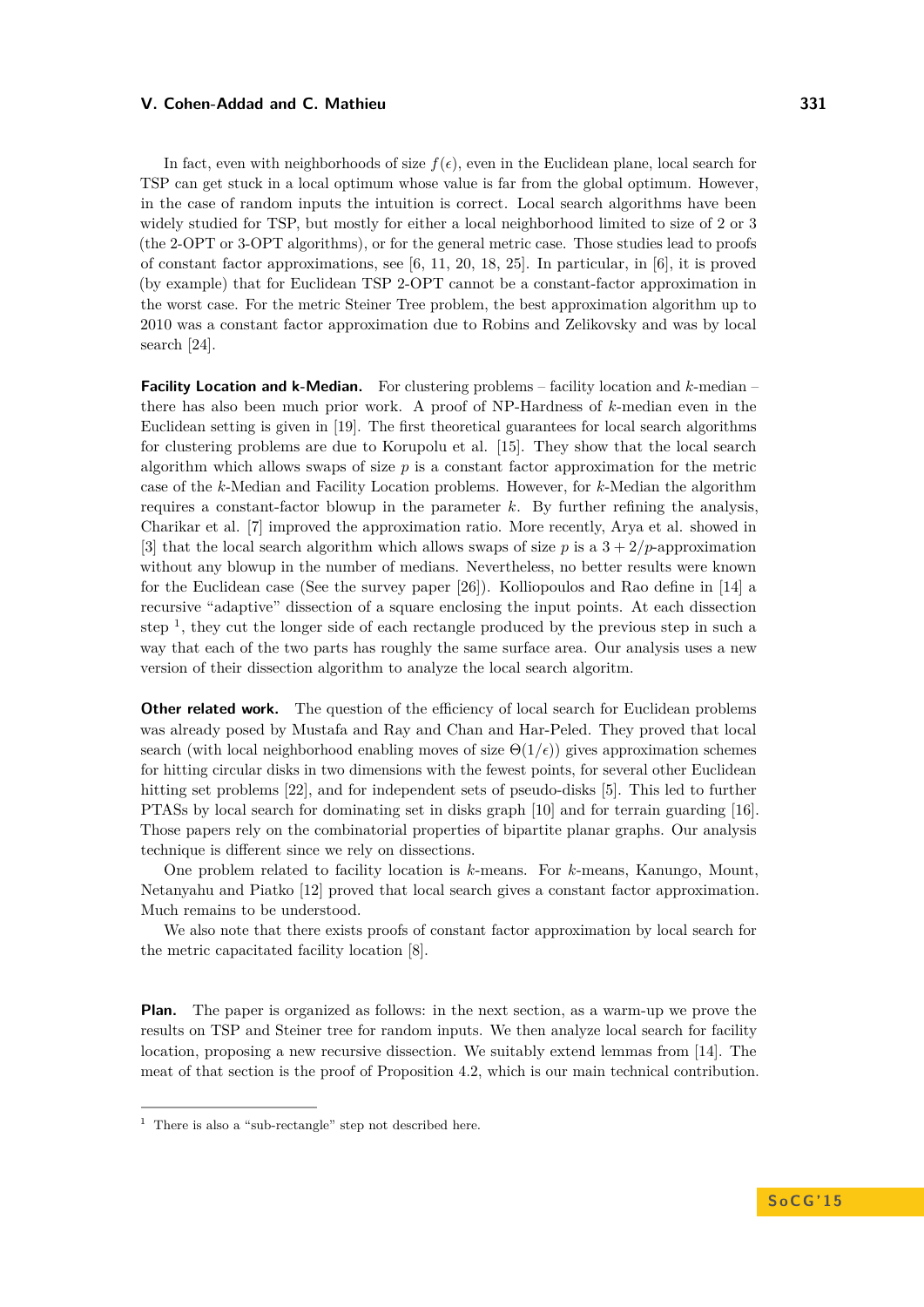In fact, even with neighborhoods of size $f(\epsilon)$, even in the Euclidean plane, local search for TSP can get stuck in a local optimum whose value is far from the global optimum. However, in the case of random inputs the intuition is correct. Local search algorithms have been widely studied for TSP, but mostly for either a local neighborhood limited to size of 2 or 3 (the 2-OPT or 3-OPT algorithms), or for the general metric case. Those studies lead to proofs of constant factor approximations, see [6, 11, 20, 18, 25]. In particular, in [6], it is proved (by example) that for Euclidean TSP 2-OPT cannot be a constant-factor approximation in the worst case. For the metric Steiner Tree problem, the best approximation algorithm up to 2010 was a constant factor approximation due to Robins and Zelikovsky and was by local search [24].

**Facility Location and k-Median.** For clustering problems – facility location and $k$-median – there has also been much prior work. A proof of NP-Hardness of $k$-median even in the Euclidean setting is given in [19]. The first theoretical guarantees for local search algorithms for clustering problems are due to Korupolu et al. [15]. They show that the local search algorithm which allows swaps of size $p$ is a constant factor approximation for the metric case of the $k$-Median and Facility Location problems. However, for $k$-Median the algorithm requires a constant-factor blowup in the parameter $k$. By further refining the analysis, Charikar et al. [7] improved the approximation ratio. More recently, Arya et al. showed in [3] that the local search algorithm which allows swaps of size $p$ is a $3 + 2/p$-approximation without any blowup in the number of medians. Nevertheless, no better results were known for the Euclidean case (See the survey paper [26]). Kolliopoulos and Rao define in [14] a recursive "adaptive" dissection of a square enclosing the input points. At each dissection step [1], they cut the longer side of each rectangle produced by the previous step in such a way that each of the two parts has roughly the same surface area. Our analysis uses a new version of their dissection algorithm to analyze the local search algoritm.

**Other related work.** The question of the efficiency of local search for Euclidean problems was already posed by Mustafa and Ray and Chan and Har-Peled. They proved that local search (with local neighborhood enabling moves of size $\Theta(1/\epsilon)$) gives approximation schemes for hitting circular disks in two dimensions with the fewest points, for several other Euclidean hitting set problems [22], and for independent sets of pseudo-disks [5]. This led to further PTASs by local search for dominating set in disks graph [10] and for terrain guarding [16]. Those papers rely on the combinatorial properties of bipartite planar graphs. Our analysis technique is different since we rely on dissections.

One problem related to facility location is $k$-means. For $k$-means, Kanungo, Mount, Netanyahu and Piatko [12] proved that local search gives a constant factor approximation. Much remains to be understood.

We also note that there exists proofs of constant factor approximation by local search for the metric capacitated facility location [8].

**Plan.** The paper is organized as follows: in the next section, as a warm-up we prove the results on TSP and Steiner tree for random inputs. We then analyze local search for facility location, proposing a new recursive dissection. We suitably extend lemmas from [14]. The meat of that section is the proof of Proposition 4.2, which is our main technical contribution.

[1] There is also a "sub-rectangle" step not described here.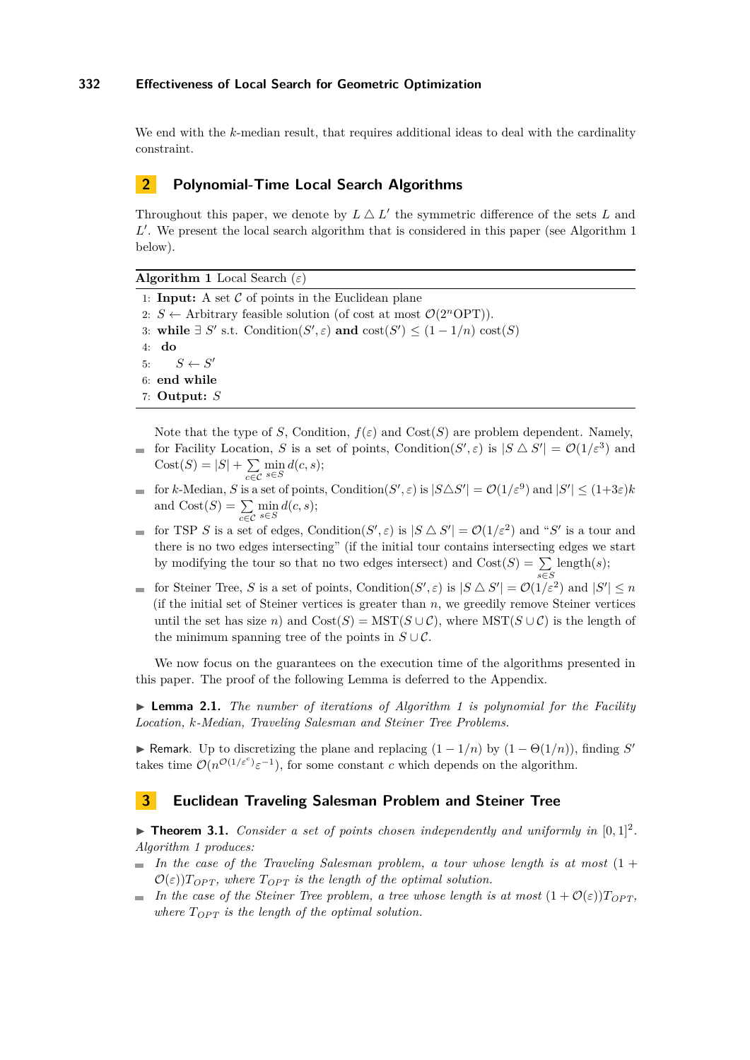We end with the $k$-median result, that requires additional ideas to deal with the cardinality constraint.

## 2 Polynomial-Time Local Search Algorithms

Throughout this paper, we denote by $L \triangle L'$ the symmetric difference of the sets $L$ and $L'$. We present the local search algorithm that is considered in this paper (see Algorithm 1 below).

**Algorithm 1** Local Search ($\varepsilon$)

```
1: Input: A set C of points in the Euclidean plane
2: S ← Arbitrary feasible solution (of cost at most O(2^n OPT)).
3: while ∃ S' s.t. Condition(S', ε) and cost(S') ≤ (1 − 1/n) cost(S)
4:  do
5:     S ← S'
6: end while
7: Output: S
```

Note that the type of $S$, Condition, $f(\varepsilon)$ and Cost$(S)$ are problem dependent. Namely,

- for Facility Location, $S$ is a set of points, Condition$(S', \varepsilon)$ is $|S \triangle S'| = \mathcal{O}(1/\varepsilon^3)$ and Cost$(S) = |S| + \sum_{c \in \mathcal{C}} \min_{s \in S} d(c, s)$;
- for $k$-Median, $S$ is a set of points, Condition$(S', \varepsilon)$ is $|S \triangle S'| = \mathcal{O}(1/\varepsilon^9)$ and $|S'| \leq (1+3\varepsilon)k$ and Cost$(S) = \sum_{c \in \mathcal{C}} \min_{s \in S} d(c, s)$;
- for TSP $S$ is a set of edges, Condition$(S', \varepsilon)$ is $|S \triangle S'| = \mathcal{O}(1/\varepsilon^2)$ and "$S'$ is a tour and there is no two edges intersecting" (if the initial tour contains intersecting edges we start by modifying the tour so that no two edges intersect) and Cost$(S) = \sum_{s \in S}$ length$(s)$;
- for Steiner Tree, $S$ is a set of points, Condition$(S', \varepsilon)$ is $|S \triangle S'| = \mathcal{O}(1/\varepsilon^2)$ and $|S'| \leq n$ (if the initial set of Steiner vertices is greater than $n$, we greedily remove Steiner vertices until the set has size $n$) and Cost$(S) = \text{MST}(S \cup \mathcal{C})$, where MST$(S \cup \mathcal{C})$ is the length of the minimum spanning tree of the points in $S \cup \mathcal{C}$.

We now focus on the guarantees on the execution time of the algorithms presented in this paper. The proof of the following Lemma is deferred to the Appendix.

▶ **Lemma 2.1.** *The number of iterations of Algorithm 1 is polynomial for the Facility Location, $k$-Median, Traveling Salesman and Steiner Tree Problems.*

▶ Remark. Up to discretizing the plane and replacing $(1 - 1/n)$ by $(1 - \Theta(1/n))$, finding $S'$ takes time $\mathcal{O}(n^{\mathcal{O}(1/\varepsilon^c)}\varepsilon^{-1})$, for some constant $c$ which depends on the algorithm.

## 3 Euclidean Traveling Salesman Problem and Steiner Tree

▶ **Theorem 3.1.** *Consider a set of points chosen independently and uniformly in $[0, 1]^2$. Algorithm 1 produces:*

- *In the case of the Traveling Salesman problem, a tour whose length is at most $(1 + \mathcal{O}(\varepsilon))T_{OPT}$, where $T_{OPT}$ is the length of the optimal solution.*
- *In the case of the Steiner Tree problem, a tree whose length is at most $(1 + \mathcal{O}(\varepsilon))T_{OPT}$, where $T_{OPT}$ is the length of the optimal solution.*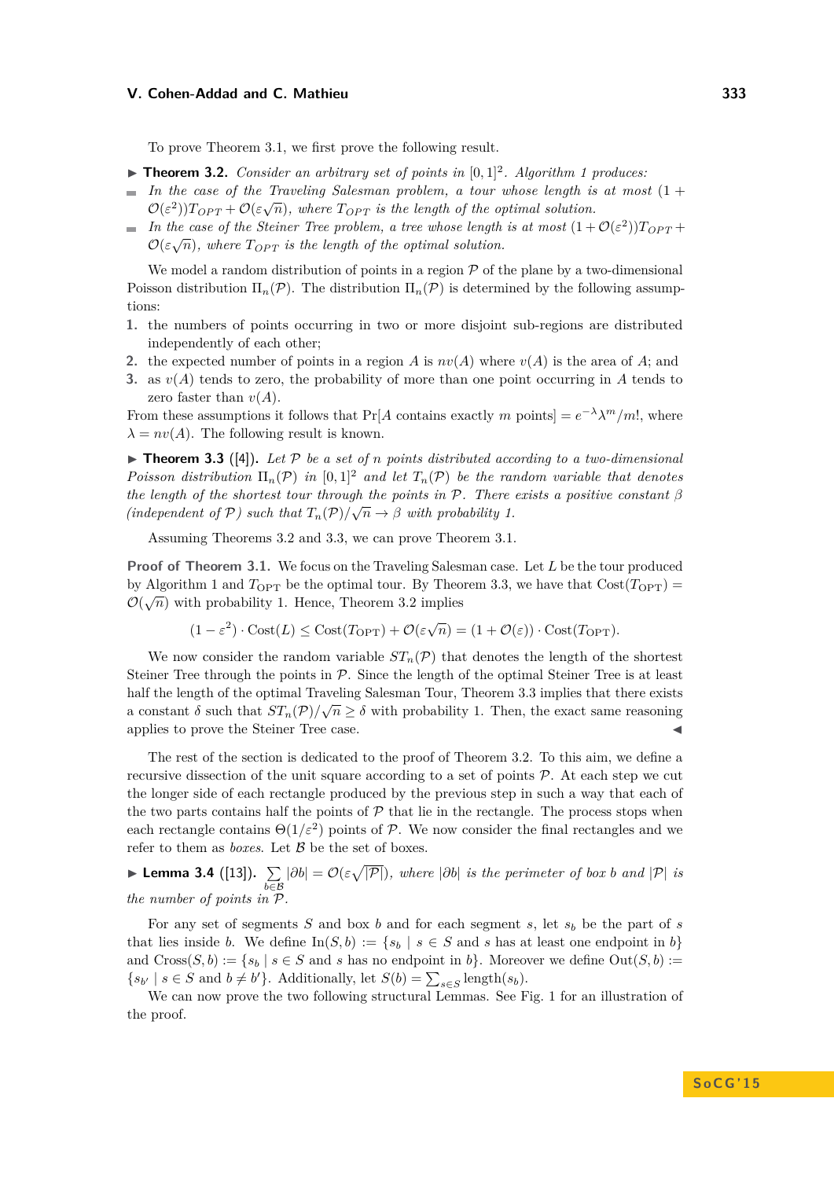To prove Theorem 3.1, we first prove the following result.

▶ **Theorem 3.2.** *Consider an arbitrary set of points in $[0,1]^2$. Algorithm 1 produces:*

- *In the case of the Traveling Salesman problem, a tour whose length is at most $(1+\mathcal{O}(\varepsilon^2))T_{OPT} + \mathcal{O}(\varepsilon\sqrt{n})$, where $T_{OPT}$ is the length of the optimal solution.*
- *In the case of the Steiner Tree problem, a tree whose length is at most $(1+\mathcal{O}(\varepsilon^2))T_{OPT} + \mathcal{O}(\varepsilon\sqrt{n})$, where $T_{OPT}$ is the length of the optimal solution.*

We model a random distribution of points in a region $\mathcal{P}$ of the plane by a two-dimensional Poisson distribution $\Pi_n(\mathcal{P})$. The distribution $\Pi_n(\mathcal{P})$ is determined by the following assumptions:

1. the numbers of points occurring in two or more disjoint sub-regions are distributed independently of each other;
2. the expected number of points in a region $A$ is $nv(A)$ where $v(A)$ is the area of $A$; and
3. as $v(A)$ tends to zero, the probability of more than one point occurring in $A$ tends to zero faster than $v(A)$.

From these assumptions it follows that $\Pr[A \text{ contains exactly } m \text{ points}] = e^{-\lambda}\lambda^m/m!$, where $\lambda = nv(A)$. The following result is known.

▶ **Theorem 3.3** ([4]). *Let $\mathcal{P}$ be a set of $n$ points distributed according to a two-dimensional Poisson distribution $\Pi_n(\mathcal{P})$ in $[0,1]^2$ and let $T_n(\mathcal{P})$ be the random variable that denotes the length of the shortest tour through the points in $\mathcal{P}$. There exists a positive constant $\beta$ (independent of $\mathcal{P}$) such that $T_n(\mathcal{P})/\sqrt{n} \to \beta$ with probability 1.*

Assuming Theorems 3.2 and 3.3, we can prove Theorem 3.1.

**Proof of Theorem 3.1.** We focus on the Traveling Salesman case. Let $L$ be the tour produced by Algorithm 1 and $T_{\text{OPT}}$ be the optimal tour. By Theorem 3.3, we have that $\text{Cost}(T_{\text{OPT}}) = \mathcal{O}(\sqrt{n})$ with probability 1. Hence, Theorem 3.2 implies

$$(1-\varepsilon^2)\cdot \text{Cost}(L) \leq \text{Cost}(T_{\text{OPT}}) + \mathcal{O}(\varepsilon\sqrt{n}) = (1+\mathcal{O}(\varepsilon))\cdot \text{Cost}(T_{\text{OPT}}).$$

We now consider the random variable $ST_n(\mathcal{P})$ that denotes the length of the shortest Steiner Tree through the points in $\mathcal{P}$. Since the length of the optimal Steiner Tree is at least half the length of the optimal Traveling Salesman Tour, Theorem 3.3 implies that there exists a constant $\delta$ such that $ST_n(\mathcal{P})/\sqrt{n} \geq \delta$ with probability 1. Then, the exact same reasoning applies to prove the Steiner Tree case. ◀

The rest of the section is dedicated to the proof of Theorem 3.2. To this aim, we define a recursive dissection of the unit square according to a set of points $\mathcal{P}$. At each step we cut the longer side of each rectangle produced by the previous step in such a way that each of the two parts contains half the points of $\mathcal{P}$ that lie in the rectangle. The process stops when each rectangle contains $\Theta(1/\varepsilon^2)$ points of $\mathcal{P}$. We now consider the final rectangles and we refer to them as *boxes*. Let $\mathcal{B}$ be the set of boxes.

▶ **Lemma 3.4** ([13]). $\sum_{b\in\mathcal{B}} |\partial b| = \mathcal{O}(\varepsilon\sqrt{|\mathcal{P}|})$, *where $|\partial b|$ is the perimeter of box $b$ and $|\mathcal{P}|$ is the number of points in $\mathcal{P}$.*

For any set of segments $S$ and box $b$ and for each segment $s$, let $s_b$ be the part of $s$ that lies inside $b$. We define $\text{In}(S,b) := \{s_b \mid s \in S \text{ and } s \text{ has at least one endpoint in } b\}$ and $\text{Cross}(S,b) := \{s_b \mid s \in S \text{ and } s \text{ has no endpoint in } b\}$. Moreover we define $\text{Out}(S,b) := \{s_{b'} \mid s \in S \text{ and } b \neq b'\}$. Additionally, let $S(b) = \sum_{s\in S} \text{length}(s_b)$.

We can now prove the two following structural Lemmas. See Fig. 1 for an illustration of the proof.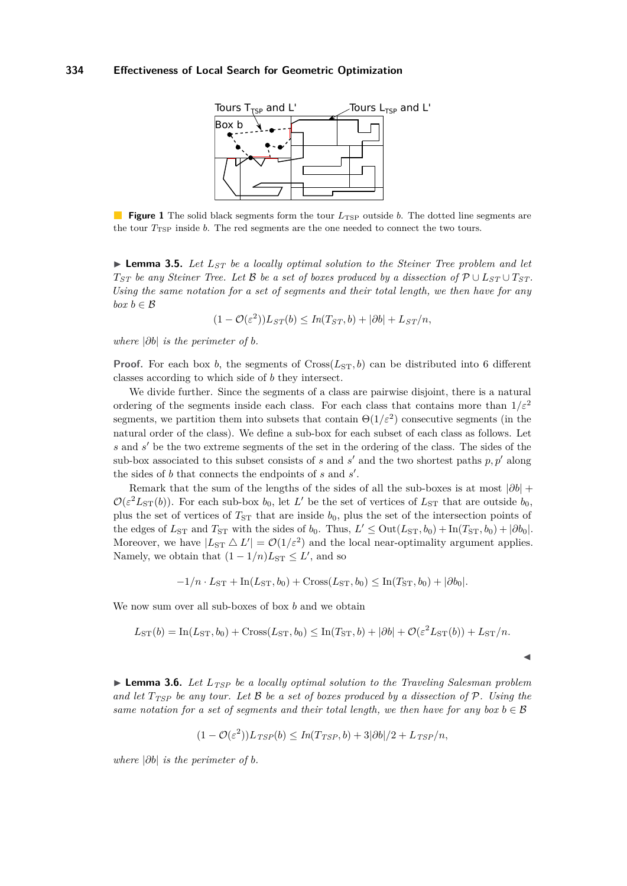**Figure 1** The solid black segments form the tour $L_{\text{TSP}}$ outside $b$. The dotted line segments are the tour $T_{\text{TSP}}$ inside $b$. The red segments are the one needed to connect the two tours.

▶ **Lemma 3.5.** *Let $L_{ST}$ be a locally optimal solution to the Steiner Tree problem and let $T_{ST}$ be any Steiner Tree. Let $\mathcal{B}$ be a set of boxes produced by a dissection of $\mathcal{P} \cup L_{ST} \cup T_{ST}$. Using the same notation for a set of segments and their total length, we then have for any box $b \in \mathcal{B}$*

$$(1 - \mathcal{O}(\varepsilon^2))L_{ST}(b) \leq \mathit{In}(T_{ST}, b) + |\partial b| + L_{ST}/n,$$

*where $|\partial b|$ is the perimeter of $b$.*

**Proof.** For each box $b$, the segments of $\text{Cross}(L_{\text{ST}}, b)$ can be distributed into 6 different classes according to which side of $b$ they intersect.

We divide further. Since the segments of a class are pairwise disjoint, there is a natural ordering of the segments inside each class. For each class that contains more than $1/\varepsilon^2$ segments, we partition them into subsets that contain $\Theta(1/\varepsilon^2)$ consecutive segments (in the natural order of the class). We define a sub-box for each subset of each class as follows. Let $s$ and $s'$ be the two extreme segments of the set in the ordering of the class. The sides of the sub-box associated to this subset consists of $s$ and $s'$ and the two shortest paths $p, p'$ along the sides of $b$ that connects the endpoints of $s$ and $s'$.

Remark that the sum of the lengths of the sides of all the sub-boxes is at most $|\partial b| + \mathcal{O}(\varepsilon^2 L_{\text{ST}}(b))$. For each sub-box $b_0$, let $L'$ be the set of vertices of $L_{\text{ST}}$ that are outside $b_0$, plus the set of vertices of $T_{\text{ST}}$ that are inside $b_0$, plus the set of the intersection points of the edges of $L_{\text{ST}}$ and $T_{\text{ST}}$ with the sides of $b_0$. Thus, $L' \leq \text{Out}(L_{\text{ST}}, b_0) + \text{In}(T_{\text{ST}}, b_0) + |\partial b_0|$. Moreover, we have $|L_{\text{ST}} \triangle L'| = \mathcal{O}(1/\varepsilon^2)$ and the local near-optimality argument applies. Namely, we obtain that $(1 - 1/n)L_{\text{ST}} \leq L'$, and so

$$-1/n \cdot L_{\text{ST}} + \text{In}(L_{\text{ST}}, b_0) + \text{Cross}(L_{\text{ST}}, b_0) \leq \text{In}(T_{\text{ST}}, b_0) + |\partial b_0|.$$

We now sum over all sub-boxes of box $b$ and we obtain

$$L_{\text{ST}}(b) = \text{In}(L_{\text{ST}}, b_0) + \text{Cross}(L_{\text{ST}}, b_0) \leq \text{In}(T_{\text{ST}}, b) + |\partial b| + \mathcal{O}(\varepsilon^2 L_{\text{ST}}(b)) + L_{\text{ST}}/n.$$

◀

▶ **Lemma 3.6.** *Let $L_{TSP}$ be a locally optimal solution to the Traveling Salesman problem and let $T_{TSP}$ be any tour. Let $\mathcal{B}$ be a set of boxes produced by a dissection of $\mathcal{P}$. Using the same notation for a set of segments and their total length, we then have for any box $b \in \mathcal{B}$*

$$(1 - \mathcal{O}(\varepsilon^2))L_{TSP}(b) \leq \mathit{In}(T_{TSP}, b) + 3|\partial b|/2 + L_{TSP}/n,$$

*where $|\partial b|$ is the perimeter of $b$.*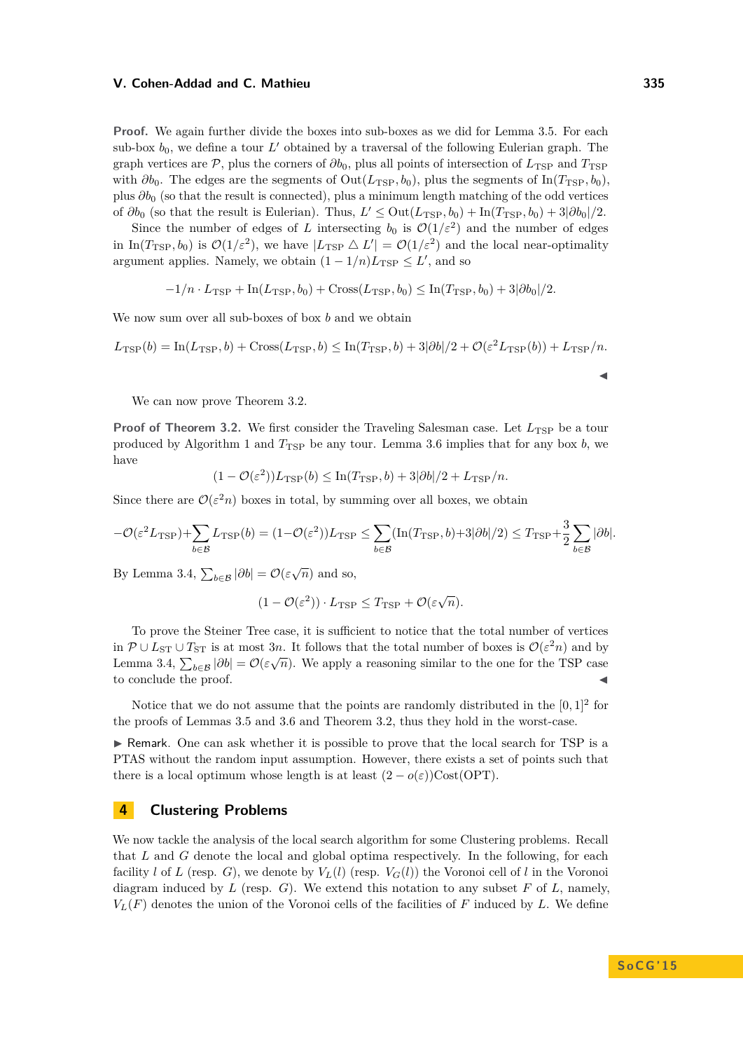**Proof.** We again further divide the boxes into sub-boxes as we did for Lemma 3.5. For each sub-box $b_0$, we define a tour $L'$ obtained by a traversal of the following Eulerian graph. The graph vertices are $\mathcal{P}$, plus the corners of $\partial b_0$, plus all points of intersection of $L_{\text{TSP}}$ and $T_{\text{TSP}}$ with $\partial b_0$. The edges are the segments of $\text{Out}(L_{\text{TSP}}, b_0)$, plus the segments of $\text{In}(T_{\text{TSP}}, b_0)$, plus $\partial b_0$ (so that the result is connected), plus a minimum length matching of the odd vertices of $\partial b_0$ (so that the result is Eulerian). Thus, $L' \leq \text{Out}(L_{\text{TSP}}, b_0) + \text{In}(T_{\text{TSP}}, b_0) + 3|\partial b_0|/2$.

Since the number of edges of $L$ intersecting $b_0$ is $\mathcal{O}(1/\varepsilon^2)$ and the number of edges in $\text{In}(T_{\text{TSP}}, b_0)$ is $\mathcal{O}(1/\varepsilon^2)$, we have $|L_{\text{TSP}} \triangle L'| = \mathcal{O}(1/\varepsilon^2)$ and the local near-optimality argument applies. Namely, we obtain $(1 - 1/n)L_{\text{TSP}} \leq L'$, and so

$$-1/n \cdot L_{\text{TSP}} + \text{In}(L_{\text{TSP}}, b_0) + \text{Cross}(L_{\text{TSP}}, b_0) \leq \text{In}(T_{\text{TSP}}, b_0) + 3|\partial b_0|/2.$$

We now sum over all sub-boxes of box $b$ and we obtain

$$L_{\text{TSP}}(b) = \text{In}(L_{\text{TSP}}, b) + \text{Cross}(L_{\text{TSP}}, b) \leq \text{In}(T_{\text{TSP}}, b) + 3|\partial b|/2 + \mathcal{O}(\varepsilon^2 L_{\text{TSP}}(b)) + L_{\text{TSP}}/n.$$

◀

We can now prove Theorem 3.2.

**Proof of Theorem 3.2.** We first consider the Traveling Salesman case. Let $L_{\text{TSP}}$ be a tour produced by Algorithm 1 and $T_{\text{TSP}}$ be any tour. Lemma 3.6 implies that for any box $b$, we have

$$(1 - \mathcal{O}(\varepsilon^2))L_{\text{TSP}}(b) \leq \text{In}(T_{\text{TSP}}, b) + 3|\partial b|/2 + L_{\text{TSP}}/n.$$

Since there are $\mathcal{O}(\varepsilon^2 n)$ boxes in total, by summing over all boxes, we obtain

$$-\mathcal{O}(\varepsilon^2 L_{\text{TSP}}) + \sum_{b \in \mathcal{B}} L_{\text{TSP}}(b) = (1 - \mathcal{O}(\varepsilon^2))L_{\text{TSP}} \leq \sum_{b \in \mathcal{B}} (\text{In}(T_{\text{TSP}}, b) + 3|\partial b|/2) \leq T_{\text{TSP}} + \frac{3}{2} \sum_{b \in \mathcal{B}} |\partial b|.$$

By Lemma 3.4, $\sum_{b \in \mathcal{B}} |\partial b| = \mathcal{O}(\varepsilon\sqrt{n})$ and so,

$$(1 - \mathcal{O}(\varepsilon^2)) \cdot L_{\text{TSP}} \leq T_{\text{TSP}} + \mathcal{O}(\varepsilon\sqrt{n}).$$

To prove the Steiner Tree case, it is sufficient to notice that the total number of vertices in $\mathcal{P} \cup L_{\text{ST}} \cup T_{\text{ST}}$ is at most $3n$. It follows that the total number of boxes is $\mathcal{O}(\varepsilon^2 n)$ and by Lemma 3.4, $\sum_{b \in \mathcal{B}} |\partial b| = \mathcal{O}(\varepsilon\sqrt{n})$. We apply a reasoning similar to the one for the TSP case to conclude the proof. ◀

Notice that we do not assume that the points are randomly distributed in the $[0, 1]^2$ for the proofs of Lemmas 3.5 and 3.6 and Theorem 3.2, thus they hold in the worst-case.

▶ *Remark.* One can ask whether it is possible to prove that the local search for TSP is a PTAS without the random input assumption. However, there exists a set of points such that there is a local optimum whose length is at least $(2 - o(\varepsilon))\text{Cost}(\text{OPT})$.

## 4 Clustering Problems

We now tackle the analysis of the local search algorithm for some Clustering problems. Recall that $L$ and $G$ denote the local and global optima respectively. In the following, for each facility $l$ of $L$ (resp. $G$), we denote by $V_L(l)$ (resp. $V_G(l)$) the Voronoi cell of $l$ in the Voronoi diagram induced by $L$ (resp. $G$). We extend this notation to any subset $F$ of $L$, namely, $V_L(F)$ denotes the union of the Voronoi cells of the facilities of $F$ induced by $L$. We define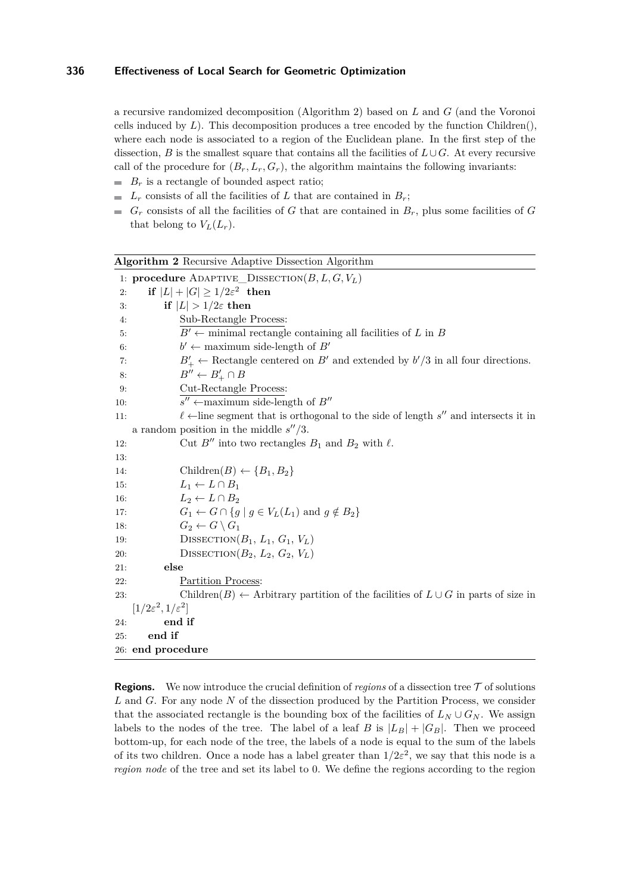a recursive randomized decomposition (Algorithm 2) based on $L$ and $G$ (and the Voronoi cells induced by $L$). This decomposition produces a tree encoded by the function Children(), where each node is associated to a region of the Euclidean plane. In the first step of the dissection, $B$ is the smallest square that contains all the facilities of $L \cup G$. At every recursive call of the procedure for $(B_r, L_r, G_r)$, the algorithm maintains the following invariants:

- $B_r$ is a rectangle of bounded aspect ratio;
- $L_r$ consists of all the facilities of $L$ that are contained in $B_r$;
- $G_r$ consists of all the facilities of $G$ that are contained in $B_r$, plus some facilities of $G$ that belong to $V_L(L_r)$.

**Algorithm 2** Recursive Adaptive Dissection Algorithm

```
1: procedure ADAPTIVE_DISSECTION(B, L, G, V_L)
2:     if |L| + |G| ≥ 1/2ε² then
3:         if |L| > 1/2ε then
4:             Sub-Rectangle Process:
5:             B' ← minimal rectangle containing all facilities of L in B
6:             b' ← maximum side-length of B'
7:             B'_+ ← Rectangle centered on B' and extended by b'/3 in all four directions.
8:             B'' ← B'_+ ∩ B
9:             Cut-Rectangle Process:
10:            s'' ←maximum side-length of B''
11:            ℓ ←line segment that is orthogonal to the side of length s'' and intersects it in
               a random position in the middle s''/3.
12:            Cut B'' into two rectangles B_1 and B_2 with ℓ.
13:
14:            Children(B) ← {B_1, B_2}
15:            L_1 ← L ∩ B_1
16:            L_2 ← L ∩ B_2
17:            G_1 ← G ∩ {g | g ∈ V_L(L_1) and g ∉ B_2}
18:            G_2 ← G \ G_1
19:            DISSECTION(B_1, L_1, G_1, V_L)
20:            DISSECTION(B_2, L_2, G_2, V_L)
21:        else
22:            Partition Process:
23:            Children(B) ← Arbitrary partition of the facilities of L ∪ G in parts of size in
               [1/2ε², 1/ε²]
24:        end if
25:    end if
26: end procedure
```

**Regions.** We now introduce the crucial definition of *regions* of a dissection tree $\mathcal{T}$ of solutions $L$ and $G$. For any node $N$ of the dissection produced by the Partition Process, we consider that the associated rectangle is the bounding box of the facilities of $L_N \cup G_N$. We assign labels to the nodes of the tree. The label of a leaf $B$ is $|L_B| + |G_B|$. Then we proceed bottom-up, for each node of the tree, the labels of a node is equal to the sum of the labels of its two children. Once a node has a label greater than $1/2\varepsilon^2$, we say that this node is a *region node* of the tree and set its label to 0. We define the regions according to the region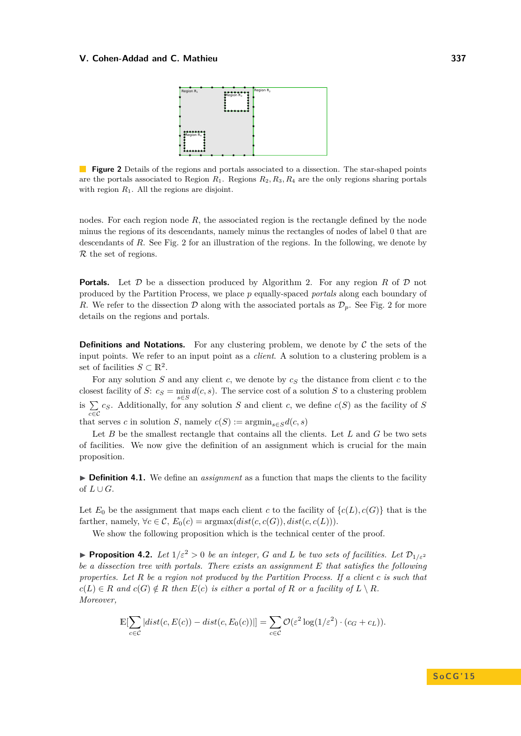**Figure 2** Details of the regions and portals associated to a dissection. The star-shaped points are the portals associated to Region $R_1$. Regions $R_2, R_3, R_4$ are the only regions sharing portals with region $R_1$. All the regions are disjoint.

nodes. For each region node $R$, the associated region is the rectangle defined by the node minus the regions of its descendants, namely minus the rectangles of nodes of label 0 that are descendants of $R$. See Fig. 2 for an illustration of the regions. In the following, we denote by $\mathcal{R}$ the set of regions.

**Portals.** Let $\mathcal{D}$ be a dissection produced by Algorithm 2. For any region $R$ of $\mathcal{D}$ not produced by the Partition Process, we place $p$ equally-spaced *portals* along each boundary of $R$. We refer to the dissection $\mathcal{D}$ along with the associated portals as $\mathcal{D}_p$. See Fig. 2 for more details on the regions and portals.

**Definitions and Notations.** For any clustering problem, we denote by $\mathcal{C}$ the sets of the input points. We refer to an input point as a *client*. A solution to a clustering problem is a set of facilities $S \subset \mathbb{R}^2$.

For any solution $S$ and any client $c$, we denote by $c_S$ the distance from client $c$ to the closest facility of $S$: $c_S = \min\limits_{s \in S} d(c,s)$. The service cost of a solution $S$ to a clustering problem is $\sum\limits_{c \in \mathcal{C}} c_S$. Additionally, for any solution $S$ and client $c$, we define $c(S)$ as the facility of $S$ that serves $c$ in solution $S$, namely $c(S) := \text{argmin}_{s \in S} d(c,s)$

Let $B$ be the smallest rectangle that contains all the clients. Let $L$ and $G$ be two sets of facilities. We now give the definition of an assignment which is crucial for the main proposition.

▶ **Definition 4.1.** We define an *assignment* as a function that maps the clients to the facility of $L \cup G$.

Let $E_0$ be the assignment that maps each client $c$ to the facility of $\{c(L), c(G)\}$ that is the farther, namely, $\forall c \in \mathcal{C}$, $E_0(c) = \text{argmax}(dist(c, c(G)), dist(c, c(L)))$.

We show the following proposition which is the technical center of the proof.

▶ **Proposition 4.2.** *Let $1/\varepsilon^2 > 0$ be an integer, $G$ and $L$ be two sets of facilities. Let $\mathcal{D}_{1/\varepsilon^2}$ be a dissection tree with portals. There exists an assignment $E$ that satisfies the following properties. Let $R$ be a region not produced by the Partition Process. If a client $c$ is such that $c(L) \in R$ and $c(G) \notin R$ then $E(c)$ is either a portal of $R$ or a facility of $L \setminus R$. Moreover,*

$$\mathbb{E}[\sum_{c \in \mathcal{C}} |dist(c, E(c)) - dist(c, E_0(c))|] = \sum_{c \in \mathcal{C}} \mathcal{O}(\varepsilon^2 \log(1/\varepsilon^2) \cdot (c_G + c_L)).$$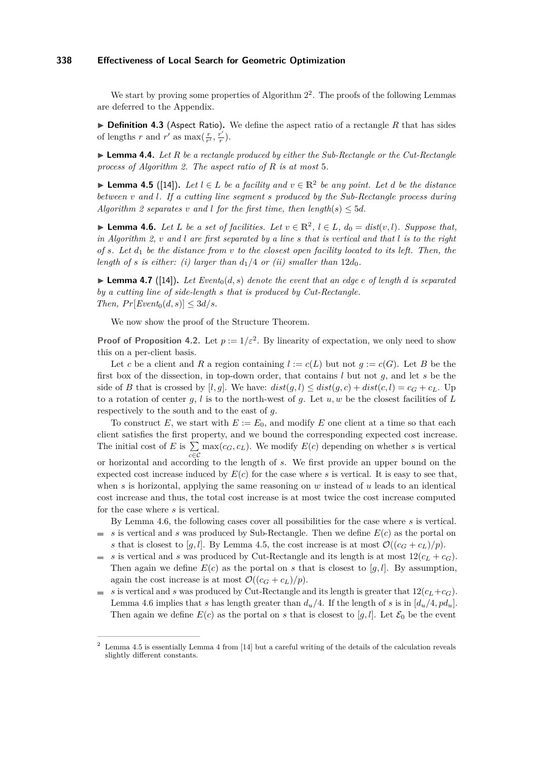We start by proving some properties of Algorithm 2[2]. The proofs of the following Lemmas are deferred to the Appendix.

▶ **Definition 4.3** (Aspect Ratio)**.** We define the aspect ratio of a rectangle $R$ that has sides of lengths $r$ and $r'$ as $\max(\frac{r}{r'}, \frac{r'}{r})$.

▶ **Lemma 4.4.** *Let $R$ be a rectangle produced by either the Sub-Rectangle or the Cut-Rectangle process of Algorithm 2. The aspect ratio of $R$ is at most 5.*

▶ **Lemma 4.5** ([14])**.** *Let $l \in L$ be a facility and $v \in \mathbb{R}^2$ be any point. Let $d$ be the distance between $v$ and $l$. If a cutting line segment $s$ produced by the Sub-Rectangle process during Algorithm 2 separates $v$ and $l$ for the first time, then $length(s) \leq 5d$.*

▶ **Lemma 4.6.** *Let $L$ be a set of facilities. Let $v \in \mathbb{R}^2$, $l \in L$, $d_0 = dist(v, l)$. Suppose that, in Algorithm 2, $v$ and $l$ are first separated by a line $s$ that is vertical and that $l$ is to the right of $s$. Let $d_1$ be the distance from $v$ to the closest open facility located to its left. Then, the length of $s$ is either: (i) larger than $d_1/4$ or (ii) smaller than $12d_0$.*

▶ **Lemma 4.7** ([14])**.** *Let $Event_0(d, s)$ denote the event that an edge $e$ of length $d$ is separated by a cutting line of side-length $s$ that is produced by Cut-Rectangle.*
*Then, $Pr[Event_0(d, s)] \leq 3d/s$.*

We now show the proof of the Structure Theorem.

**Proof of Proposition 4.2.** Let $p := 1/\varepsilon^2$. By linearity of expectation, we only need to show this on a per-client basis.

Let $c$ be a client and $R$ a region containing $l := c(L)$ but not $g := c(G)$. Let $B$ be the first box of the dissection, in top-down order, that contains $l$ but not $g$, and let $s$ be the side of $B$ that is crossed by $[l, g]$. We have: $dist(g, l) \leq dist(g, c) + dist(c, l) = c_G + c_L$. Up to a rotation of center $g$, $l$ is to the north-west of $g$. Let $u, w$ be the closest facilities of $L$ respectively to the south and to the east of $g$.

To construct $E$, we start with $E := E_0$, and modify $E$ one client at a time so that each client satisfies the first property, and we bound the corresponding expected cost increase. The initial cost of $E$ is $\sum_{c \in \mathcal{C}} \max(c_G, c_L)$. We modify $E(c)$ depending on whether $s$ is vertical or horizontal and according to the length of $s$. We first provide an upper bound on the expected cost increase induced by $E(c)$ for the case where $s$ is vertical. It is easy to see that, when $s$ is horizontal, applying the same reasoning on $w$ instead of $u$ leads to an identical cost increase and thus, the total cost increase is at most twice the cost increase computed for the case where $s$ is vertical.

By Lemma 4.6, the following cases cover all possibilities for the case where $s$ is vertical.

- $s$ is vertical and $s$ was produced by Sub-Rectangle. Then we define $E(c)$ as the portal on $s$ that is closest to $[g, l]$. By Lemma 4.5, the cost increase is at most $\mathcal{O}((c_G + c_L)/p)$.
- $s$ is vertical and $s$ was produced by Cut-Rectangle and its length is at most $12(c_L + c_G)$. Then again we define $E(c)$ as the portal on $s$ that is closest to $[g, l]$. By assumption, again the cost increase is at most $\mathcal{O}((c_G + c_L)/p)$.
- $s$ is vertical and $s$ was produced by Cut-Rectangle and its length is greater that $12(c_L + c_G)$. Lemma 4.6 implies that $s$ has length greater than $d_u/4$. If the length of $s$ is in $[d_u/4, pd_u]$. Then again we define $E(c)$ as the portal on $s$ that is closest to $[g, l]$. Let $\mathcal{E}_0$ be the event

[2] Lemma 4.5 is essentially Lemma 4 from [14] but a careful writing of the details of the calculation reveals slightly different constants.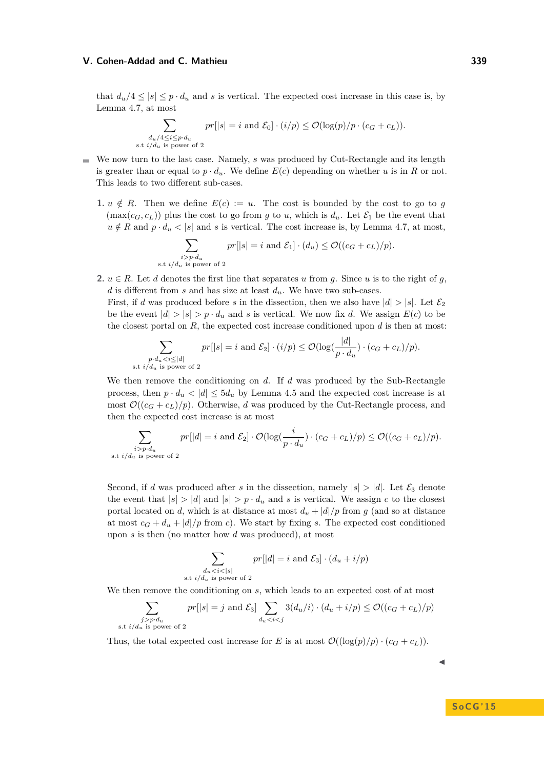that $d_u/4 \leq |s| \leq p \cdot d_u$ and $s$ is vertical. The expected cost increase in this case is, by Lemma 4.7, at most

$$\sum_{\substack{d_u/4 \leq i \leq p \cdot d_u \\ \text{s.t } i/d_u \text{ is power of 2}}} pr[|s| = i \text{ and } \mathcal{E}_0] \cdot (i/p) \leq \mathcal{O}(\log(p)/p \cdot (c_G + c_L)).$$

- We now turn to the last case. Namely, $s$ was produced by Cut-Rectangle and its length is greater than or equal to $p \cdot d_u$. We define $E(c)$ depending on whether $u$ is in $R$ or not. This leads to two different sub-cases.

**1.** $u \notin R$. Then we define $E(c) := u$. The cost is bounded by the cost to go to $g$ ($\max(c_G, c_L)$) plus the cost to go from $g$ to $u$, which is $d_u$. Let $\mathcal{E}_1$ be the event that $u \notin R$ and $p \cdot d_u < |s|$ and $s$ is vertical. The cost increase is, by Lemma 4.7, at most,

$$\sum_{\substack{i > p \cdot d_u \\ \text{s.t } i/d_u \text{ is power of 2}}} pr[|s| = i \text{ and } \mathcal{E}_1] \cdot (d_u) \leq \mathcal{O}((c_G + c_L)/p).$$

**2.** $u \in R$. Let $d$ denotes the first line that separates $u$ from $g$. Since $u$ is to the right of $g$, $d$ is different from $s$ and has size at least $d_u$. We have two sub-cases.
First, if $d$ was produced before $s$ in the dissection, then we also have $|d| > |s|$. Let $\mathcal{E}_2$ be the event $|d| > |s| > p \cdot d_u$ and $s$ is vertical. We now fix $d$. We assign $E(c)$ to be the closest portal on $R$, the expected cost increase conditioned upon $d$ is then at most:

$$\sum_{\substack{p \cdot d_u < i \leq |d| \\ \text{s.t } i/d_u \text{ is power of 2}}} pr[|s| = i \text{ and } \mathcal{E}_2] \cdot (i/p) \leq \mathcal{O}(\log(\frac{|d|}{p \cdot d_u}) \cdot (c_G + c_L)/p).$$

We then remove the conditioning on $d$. If $d$ was produced by the Sub-Rectangle process, then $p \cdot d_u < |d| \leq 5d_u$ by Lemma 4.5 and the expected cost increase is at most $\mathcal{O}((c_G + c_L)/p)$. Otherwise, $d$ was produced by the Cut-Rectangle process, and then the expected cost increase is at most

$$\sum_{\substack{i > p \cdot d_u \\ \text{s.t } i/d_u \text{ is power of 2}}} pr[|d| = i \text{ and } \mathcal{E}_2] \cdot \mathcal{O}(\log(\frac{i}{p \cdot d_u}) \cdot (c_G + c_L)/p) \leq \mathcal{O}((c_G + c_L)/p).$$

Second, if $d$ was produced after $s$ in the dissection, namely $|s| > |d|$. Let $\mathcal{E}_3$ denote the event that $|s| > |d|$ and $|s| > p \cdot d_u$ and $s$ is vertical. We assign $c$ to the closest portal located on $d$, which is at distance at most $d_u + |d|/p$ from $g$ (and so at distance at most $c_G + d_u + |d|/p$ from $c$). We start by fixing $s$. The expected cost conditioned upon $s$ is then (no matter how $d$ was produced), at most

$$\sum_{\substack{d_u < i < |s| \\ \text{s.t } i/d_u \text{ is power of 2}}} pr[|d| = i \text{ and } \mathcal{E}_3] \cdot (d_u + i/p)$$

We then remove the conditioning on $s$, which leads to an expected cost of at most

$$\sum_{\substack{j > p \cdot d_u \\ \text{s.t } i/d_u \text{ is power of 2}}} pr[|s| = j \text{ and } \mathcal{E}_3] \sum_{d_u < i < j} 3(d_u/i) \cdot (d_u + i/p) \leq \mathcal{O}((c_G + c_L)/p)$$

Thus, the total expected cost increase for $E$ is at most $\mathcal{O}((\log(p)/p) \cdot (c_G + c_L))$.

◀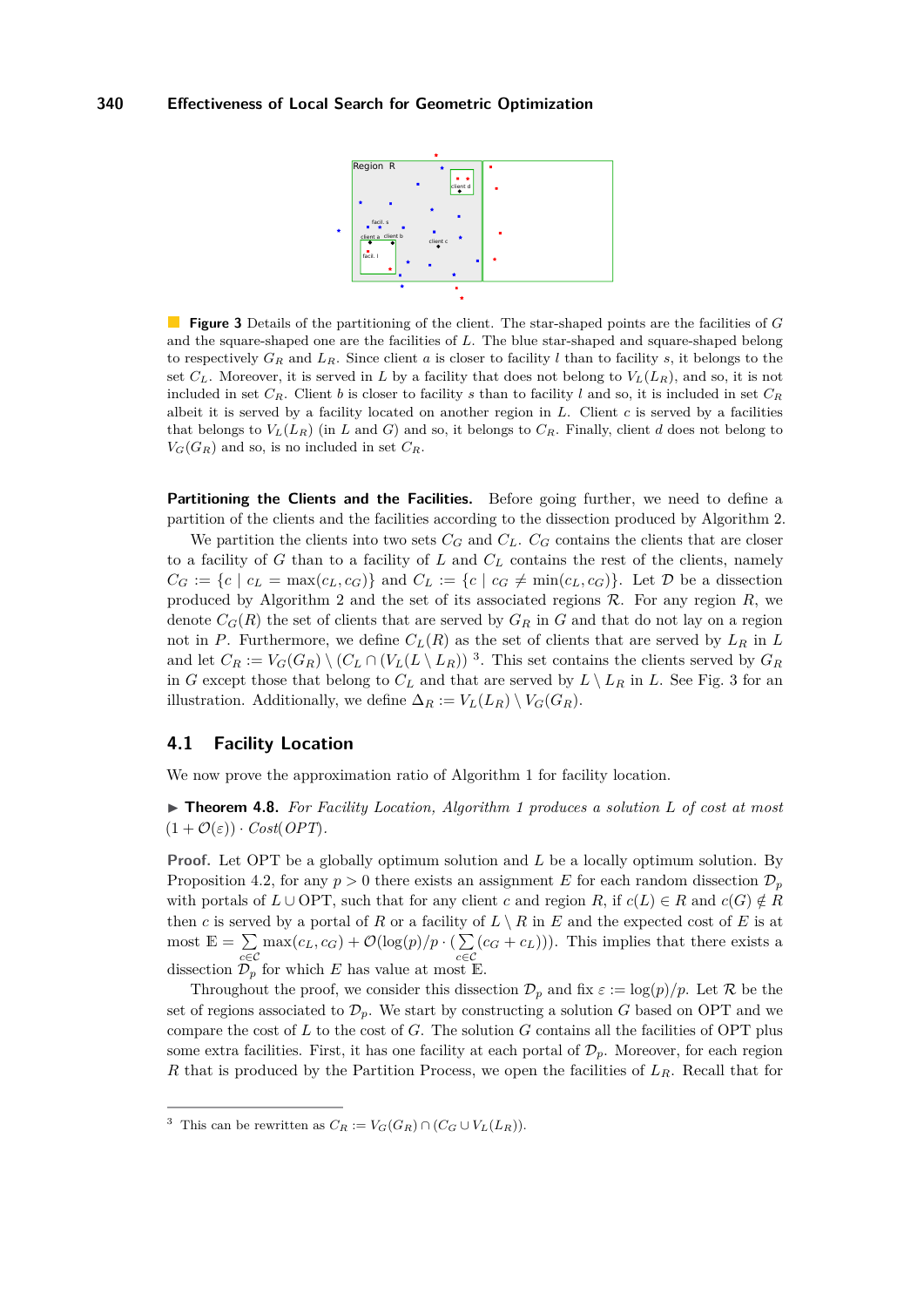**Figure 3** Details of the partitioning of the client. The star-shaped points are the facilities of $G$ and the square-shaped one are the facilities of $L$. The blue star-shaped and square-shaped belong to respectively $G_R$ and $L_R$. Since client $a$ is closer to facility $l$ than to facility $s$, it belongs to the set $C_L$. Moreover, it is served in $L$ by a facility that does not belong to $V_L(L_R)$, and so, it is not included in set $C_R$. Client $b$ is closer to facility $s$ than to facility $l$ and so, it is included in set $C_R$ albeit it is served by a facility located on another region in $L$. Client $c$ is served by a facilities that belongs to $V_L(L_R)$ (in $L$ and $G$) and so, it belongs to $C_R$. Finally, client $d$ does not belong to $V_G(G_R)$ and so, is no included in set $C_R$.

**Partitioning the Clients and the Facilities.** Before going further, we need to define a partition of the clients and the facilities according to the dissection produced by Algorithm 2.

We partition the clients into two sets $C_G$ and $C_L$. $C_G$ contains the clients that are closer to a facility of $G$ than to a facility of $L$ and $C_L$ contains the rest of the clients, namely $C_G := \{c \mid c_L = \max(c_L, c_G)\}$ and $C_L := \{c \mid c_G \neq \min(c_L, c_G)\}$. Let $\mathcal{D}$ be a dissection produced by Algorithm 2 and the set of its associated regions $\mathcal{R}$. For any region $R$, we denote $C_G(R)$ the set of clients that are served by $G_R$ in $G$ and that do not lay on a region not in $P$. Furthermore, we define $C_L(R)$ as the set of clients that are served by $L_R$ in $L$ and let $C_R := V_G(G_R) \setminus (C_L \cap (V_L(L \setminus L_R))$ [3]. This set contains the clients served by $G_R$ in $G$ except those that belong to $C_L$ and that are served by $L \setminus L_R$ in $L$. See Fig. 3 for an illustration. Additionally, we define $\Delta_R := V_L(L_R) \setminus V_G(G_R)$.

## 4.1 Facility Location

We now prove the approximation ratio of Algorithm 1 for facility location.

▶ **Theorem 4.8.** *For Facility Location, Algorithm 1 produces a solution $L$ of cost at most $(1 + \mathcal{O}(\varepsilon)) \cdot Cost(OPT)$.*

**Proof.** Let OPT be a globally optimum solution and $L$ be a locally optimum solution. By Proposition 4.2, for any $p > 0$ there exists an assignment $E$ for each random dissection $\mathcal{D}_p$ with portals of $L \cup \text{OPT}$, such that for any client $c$ and region $R$, if $c(L) \in R$ and $c(G) \notin R$ then $c$ is served by a portal of $R$ or a facility of $L \setminus R$ in $E$ and the expected cost of $E$ is at most $\mathbb{E} = \sum_{c \in \mathcal{C}} \max(c_L, c_G) + \mathcal{O}(\log(p)/p \cdot (\sum_{c \in \mathcal{C}} (c_G + c_L)))$. This implies that there exists a dissection $\mathcal{D}_p$ for which $E$ has value at most $\mathbb{E}$.

Throughout the proof, we consider this dissection $\mathcal{D}_p$ and fix $\varepsilon := \log(p)/p$. Let $\mathcal{R}$ be the set of regions associated to $\mathcal{D}_p$. We start by constructing a solution $G$ based on OPT and we compare the cost of $L$ to the cost of $G$. The solution $G$ contains all the facilities of OPT plus some extra facilities. First, it has one facility at each portal of $\mathcal{D}_p$. Moreover, for each region $R$ that is produced by the Partition Process, we open the facilities of $L_R$. Recall that for

[3] This can be rewritten as $C_R := V_G(G_R) \cap (C_G \cup V_L(L_R))$.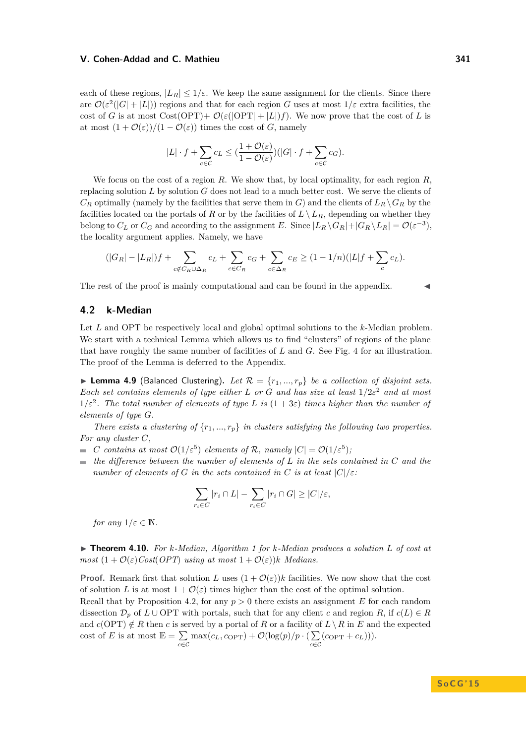each of these regions, $|L_R| \leq 1/\varepsilon$. We keep the same assignment for the clients. Since there are $\mathcal{O}(\varepsilon^2(|G|+|L|))$ regions and that for each region $G$ uses at most $1/\varepsilon$ extra facilities, the cost of $G$ is at most Cost(OPT)+ $\mathcal{O}(\varepsilon(|\text{OPT}|+|L|)f)$. We now prove that the cost of $L$ is at most $(1+\mathcal{O}(\varepsilon))/(1-\mathcal{O}(\varepsilon))$ times the cost of $G$, namely

$$|L| \cdot f + \sum_{c \in \mathcal{C}} c_L \leq (\frac{1+\mathcal{O}(\varepsilon)}{1-\mathcal{O}(\varepsilon)})(|G| \cdot f + \sum_{c \in \mathcal{C}} c_G).$$

We focus on the cost of a region $R$. We show that, by local optimality, for each region $R$, replacing solution $L$ by solution $G$ does not lead to a much better cost. We serve the clients of $C_R$ optimally (namely by the facilities that serve them in $G$) and the clients of $L_R \setminus G_R$ by the facilities located on the portals of $R$ or by the facilities of $L \setminus L_R$, depending on whether they belong to $C_L$ or $C_G$ and according to the assignment $E$. Since $|L_R \setminus G_R|+|G_R \setminus L_R| = \mathcal{O}(\varepsilon^{-3})$, the locality argument applies. Namely, we have

$$(|G_R|-|L_R|)f + \sum_{c \notin C_R \cup \Delta_R} c_L + \sum_{c \in C_R} c_G + \sum_{c \in \Delta_R} c_E \geq (1-1/n)(|L|f + \sum_{c} c_L).$$

The rest of the proof is mainly computational and can be found in the appendix. ◀

## 4.2 k-Median

Let $L$ and OPT be respectively local and global optimal solutions to the $k$-Median problem. We start with a technical Lemma which allows us to find "clusters" of regions of the plane that have roughly the same number of facilities of $L$ and $G$. See Fig. 4 for an illustration. The proof of the Lemma is deferred to the Appendix.

▶ **Lemma 4.9** (Balanced Clustering). *Let $\mathcal{R} = \{r_1, ..., r_p\}$ be a collection of disjoint sets. Each set contains elements of type either $L$ or $G$ and has size at least $1/2\varepsilon^2$ and at most $1/\varepsilon^2$. The total number of elements of type $L$ is $(1+3\varepsilon)$ times higher than the number of elements of type $G$.*

*There exists a clustering of $\{r_1, ..., r_p\}$ in clusters satisfying the following two properties. For any cluster $C$,*

- *$C$ contains at most $\mathcal{O}(1/\varepsilon^5)$ elements of $\mathcal{R}$, namely $|C| = \mathcal{O}(1/\varepsilon^5)$;*
- *the difference between the number of elements of $L$ in the sets contained in $C$ and the number of elements of $G$ in the sets contained in $C$ is at least $|C|/\varepsilon$:*

$$\sum_{r_i \in C} |r_i \cap L| - \sum_{r_i \in C} |r_i \cap G| \geq |C|/\varepsilon,$$

*for any $1/\varepsilon \in \mathbb{N}$.*

▶ **Theorem 4.10.** *For k-Median, Algorithm 1 for k-Median produces a solution $L$ of cost at most $(1+\mathcal{O}(\varepsilon)$Cost(OPT) using at most $1+\mathcal{O}(\varepsilon))k$ Medians.*

**Proof.** Remark first that solution $L$ uses $(1+\mathcal{O}(\varepsilon))k$ facilities. We now show that the cost of solution $L$ is at most $1+\mathcal{O}(\varepsilon)$ times higher than the cost of the optimal solution. Recall that by Proposition 4.2, for any $p > 0$ there exists an assignment $E$ for each random dissection $\mathcal{D}_p$ of $L \cup \text{OPT}$ with portals, such that for any client $c$ and region $R$, if $c(L) \in R$ and $c(\text{OPT}) \notin R$ then $c$ is served by a portal of $R$ or a facility of $L \setminus R$ in $E$ and the expected cost of $E$ is at most $\mathbb{E} = \sum_{c \in \mathcal{C}} \max(c_L, c_{\text{OPT}}) + \mathcal{O}(\log(p)/p \cdot (\sum_{c \in \mathcal{C}}(c_{\text{OPT}} + c_L)))$.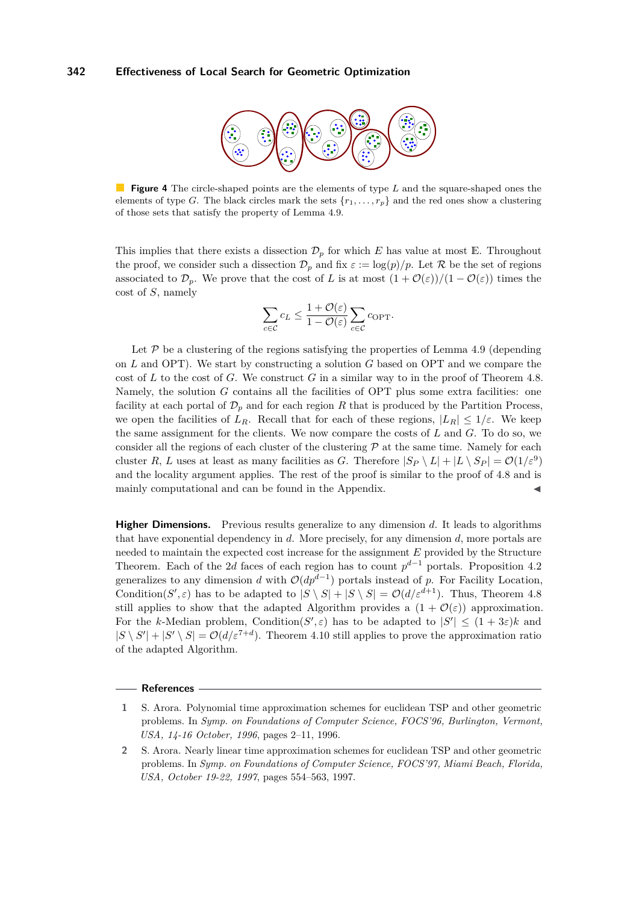**Figure 4** The circle-shaped points are the elements of type $L$ and the square-shaped ones the elements of type $G$. The black circles mark the sets $\{r_1, \ldots, r_p\}$ and the red ones show a clustering of those sets that satisfy the property of Lemma 4.9.

This implies that there exists a dissection $\mathcal{D}_p$ for which $E$ has value at most $\mathbb{E}$. Throughout the proof, we consider such a dissection $\mathcal{D}_p$ and fix $\varepsilon := \log(p)/p$. Let $\mathcal{R}$ be the set of regions associated to $\mathcal{D}_p$. We prove that the cost of $L$ is at most $(1 + \mathcal{O}(\varepsilon))/(1 - \mathcal{O}(\varepsilon))$ times the cost of $S$, namely

$$\sum_{c \in \mathcal{C}} c_L \leq \frac{1 + \mathcal{O}(\varepsilon)}{1 - \mathcal{O}(\varepsilon)} \sum_{c \in \mathcal{C}} c_{\text{OPT}}.$$

Let $\mathcal{P}$ be a clustering of the regions satisfying the properties of Lemma 4.9 (depending on $L$ and OPT). We start by constructing a solution $G$ based on OPT and we compare the cost of $L$ to the cost of $G$. We construct $G$ in a similar way to in the proof of Theorem 4.8. Namely, the solution $G$ contains all the facilities of OPT plus some extra facilities: one facility at each portal of $\mathcal{D}_p$ and for each region $R$ that is produced by the Partition Process, we open the facilities of $L_R$. Recall that for each of these regions, $|L_R| \leq 1/\varepsilon$. We keep the same assignment for the clients. We now compare the costs of $L$ and $G$. To do so, we consider all the regions of each cluster of the clustering $\mathcal{P}$ at the same time. Namely for each cluster $R$, $L$ uses at least as many facilities as $G$. Therefore $|S_P \setminus L| + |L \setminus S_P| = \mathcal{O}(1/\varepsilon^9)$ and the locality argument applies. The rest of the proof is similar to the proof of 4.8 and is mainly computational and can be found in the Appendix. ◀

**Higher Dimensions.** Previous results generalize to any dimension $d$. It leads to algorithms that have exponential dependency in $d$. More precisely, for any dimension $d$, more portals are needed to maintain the expected cost increase for the assignment $E$ provided by the Structure Theorem. Each of the $2d$ faces of each region has to count $p^{d-1}$ portals. Proposition 4.2 generalizes to any dimension $d$ with $\mathcal{O}(dp^{d-1})$ portals instead of $p$. For Facility Location, Condition$(S', \varepsilon)$ has to be adapted to $|S \setminus S| + |S \setminus S| = \mathcal{O}(d/\varepsilon^{d+1})$. Thus, Theorem 4.8 still applies to show that the adapted Algorithm provides a $(1 + \mathcal{O}(\varepsilon))$ approximation. For the $k$-Median problem, Condition$(S', \varepsilon)$ has to be adapted to $|S'| \leq (1 + 3\varepsilon)k$ and $|S \setminus S'| + |S' \setminus S| = \mathcal{O}(d/\varepsilon^{7+d})$. Theorem 4.10 still applies to prove the approximation ratio of the adapted Algorithm.

## References

1. S. Arora. Polynomial time approximation schemes for euclidean TSP and other geometric problems. In *Symp. on Foundations of Computer Science, FOCS'96, Burlington, Vermont, USA, 14-16 October, 1996*, pages 2–11, 1996.
2. S. Arora. Nearly linear time approximation schemes for euclidean TSP and other geometric problems. In *Symp. on Foundations of Computer Science, FOCS'97, Miami Beach, Florida, USA, October 19-22, 1997*, pages 554–563, 1997.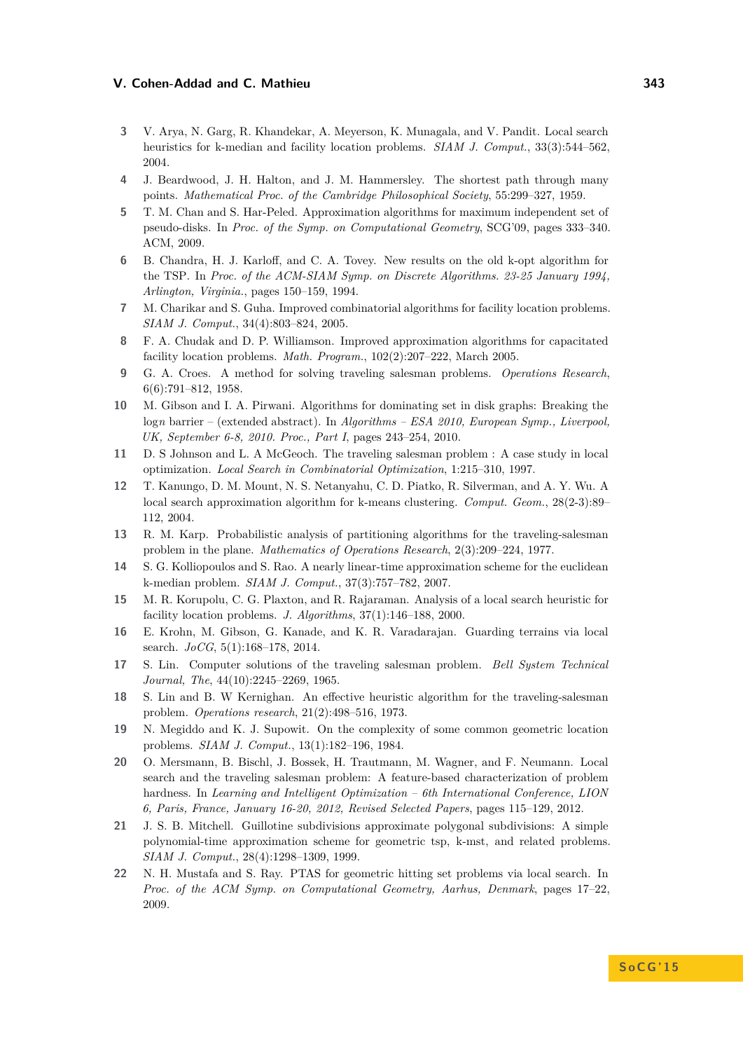3. V. Arya, N. Garg, R. Khandekar, A. Meyerson, K. Munagala, and V. Pandit. Local search heuristics for k-median and facility location problems. *SIAM J. Comput.*, 33(3):544–562, 2004.
4. J. Beardwood, J. H. Halton, and J. M. Hammersley. The shortest path through many points. *Mathematical Proc. of the Cambridge Philosophical Society*, 55:299–327, 1959.
5. T. M. Chan and S. Har-Peled. Approximation algorithms for maximum independent set of pseudo-disks. In *Proc. of the Symp. on Computational Geometry*, SCG'09, pages 333–340. ACM, 2009.
6. B. Chandra, H. J. Karloff, and C. A. Tovey. New results on the old k-opt algorithm for the TSP. In *Proc. of the ACM-SIAM Symp. on Discrete Algorithms. 23-25 January 1994, Arlington, Virginia.*, pages 150–159, 1994.
7. M. Charikar and S. Guha. Improved combinatorial algorithms for facility location problems. *SIAM J. Comput.*, 34(4):803–824, 2005.
8. F. A. Chudak and D. P. Williamson. Improved approximation algorithms for capacitated facility location problems. *Math. Program.*, 102(2):207–222, March 2005.
9. G. A. Croes. A method for solving traveling salesman problems. *Operations Research*, 6(6):791–812, 1958.
10. M. Gibson and I. A. Pirwani. Algorithms for dominating set in disk graphs: Breaking the $\log n$ barrier – (extended abstract). In *Algorithms – ESA 2010, European Symp., Liverpool, UK, September 6-8, 2010. Proc., Part I*, pages 243–254, 2010.
11. D. S Johnson and L. A McGeoch. The traveling salesman problem : A case study in local optimization. *Local Search in Combinatorial Optimization*, 1:215–310, 1997.
12. T. Kanungo, D. M. Mount, N. S. Netanyahu, C. D. Piatko, R. Silverman, and A. Y. Wu. A local search approximation algorithm for k-means clustering. *Comput. Geom.*, 28(2-3):89–112, 2004.
13. R. M. Karp. Probabilistic analysis of partitioning algorithms for the traveling-salesman problem in the plane. *Mathematics of Operations Research*, 2(3):209–224, 1977.
14. S. G. Kolliopoulos and S. Rao. A nearly linear-time approximation scheme for the euclidean k-median problem. *SIAM J. Comput.*, 37(3):757–782, 2007.
15. M. R. Korupolu, C. G. Plaxton, and R. Rajaraman. Analysis of a local search heuristic for facility location problems. *J. Algorithms*, 37(1):146–188, 2000.
16. E. Krohn, M. Gibson, G. Kanade, and K. R. Varadarajan. Guarding terrains via local search. *JoCG*, 5(1):168–178, 2014.
17. S. Lin. Computer solutions of the traveling salesman problem. *Bell System Technical Journal, The*, 44(10):2245–2269, 1965.
18. S. Lin and B. W Kernighan. An effective heuristic algorithm for the traveling-salesman problem. *Operations research*, 21(2):498–516, 1973.
19. N. Megiddo and K. J. Supowit. On the complexity of some common geometric location problems. *SIAM J. Comput.*, 13(1):182–196, 1984.
20. O. Mersmann, B. Bischl, J. Bossek, H. Trautmann, M. Wagner, and F. Neumann. Local search and the traveling salesman problem: A feature-based characterization of problem hardness. In *Learning and Intelligent Optimization – 6th International Conference, LION 6, Paris, France, January 16-20, 2012, Revised Selected Papers*, pages 115–129, 2012.
21. J. S. B. Mitchell. Guillotine subdivisions approximate polygonal subdivisions: A simple polynomial-time approximation scheme for geometric tsp, k-mst, and related problems. *SIAM J. Comput.*, 28(4):1298–1309, 1999.
22. N. H. Mustafa and S. Ray. PTAS for geometric hitting set problems via local search. In *Proc. of the ACM Symp. on Computational Geometry, Aarhus, Denmark*, pages 17–22, 2009.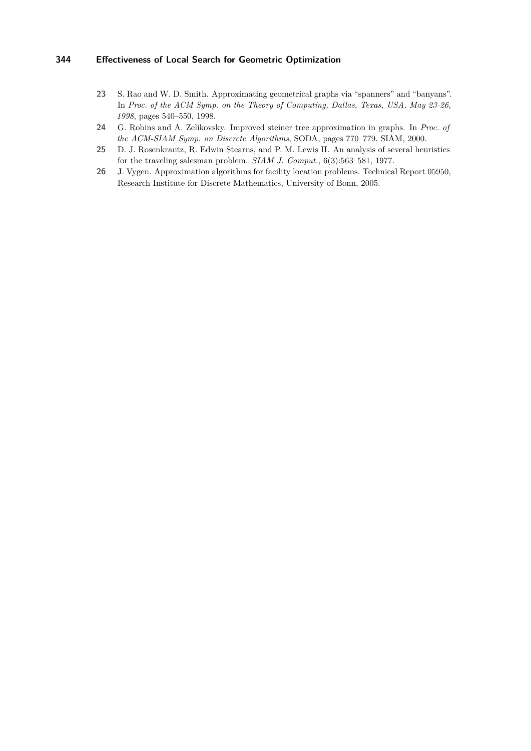23 S. Rao and W. D. Smith. Approximating geometrical graphs via "spanners" and "banyans". In *Proc. of the ACM Symp. on the Theory of Computing, Dallas, Texas, USA, May 23-26, 1998*, pages 540–550, 1998.

24 G. Robins and A. Zelikovsky. Improved steiner tree approximation in graphs. In *Proc. of the ACM-SIAM Symp. on Discrete Algorithms*, SODA, pages 770–779. SIAM, 2000.

25 D. J. Rosenkrantz, R. Edwin Stearns, and P. M. Lewis II. An analysis of several heuristics for the traveling salesman problem. *SIAM J. Comput.*, 6(3):563–581, 1977.

26 J. Vygen. Approximation algorithms for facility location problems. Technical Report 05950, Research Institute for Discrete Mathematics, University of Bonn, 2005.